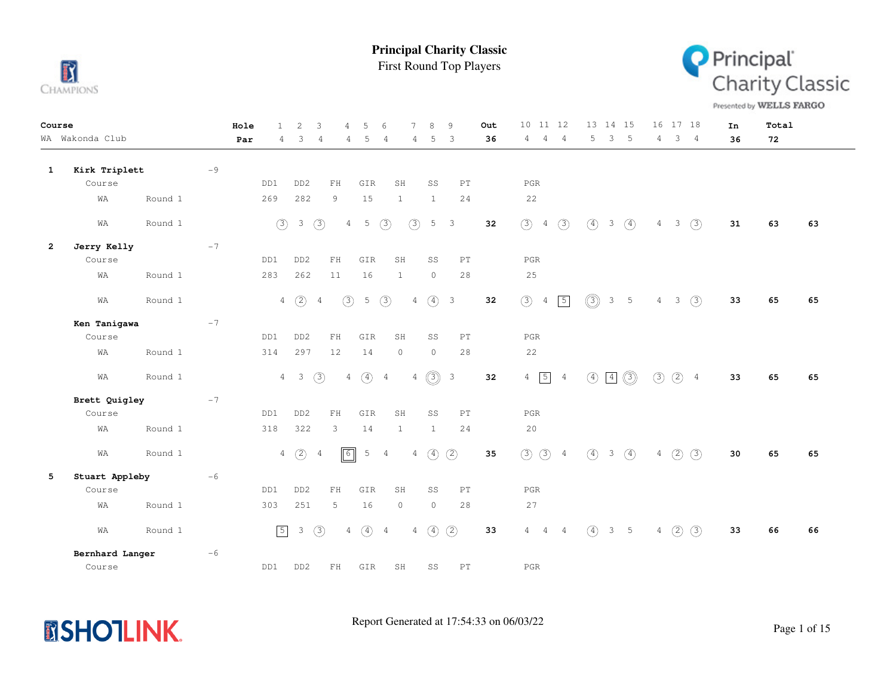# Principal Charity Classic

## First Round Top Players

| Course | Hole | 1 | 2 | 3 | 4 | 5 | 6 | 7 | 8 | 9 | Out | 10 | 11 | 12 | 13 | 14 | 15 | 16 | 17 | 18 | In | Total |
|---|---|---|---|---|---|---|---|---|---|---|---|---|---|---|---|---|---|---|---|---|---|---|
| WA Wakonda Club | Par | 4 | 3 | 4 | 4 | 5 | 4 | 4 | 5 | 3 | 36 | 4 | 4 | 4 | 5 | 3 | 5 | 4 | 3 | 4 | 36 | 72 |

**1 Kirk Triplett** -9

| Course | | DD1 | DD2 | FH | GIR | SH | SS | PT | PGR |
|---|---|---|---|---|---|---|---|---|---|
| WA | Round 1 | 269 | 282 | 9 | 15 | 1 | 1 | 24 | 22 |

| Course | Round | 1 | 2 | 3 | 4 | 5 | 6 | 7 | 8 | 9 | Out | 10 | 11 | 12 | 13 | 14 | 15 | 16 | 17 | 18 | In | Total | |
|---|---|---|---|---|---|---|---|---|---|---|---|---|---|---|---|---|---|---|---|---|---|---|---|
| WA | Round 1 | 3 | 3 | 3 | 4 | 5 | 3 | 3 | 5 | 3 | 32 | 3 | 4 | 3 | 4 | 3 | 4 | 4 | 3 | 3 | 31 | 63 | 63 |

**2 Jerry Kelly** -7

| Course | | DD1 | DD2 | FH | GIR | SH | SS | PT | PGR |
|---|---|---|---|---|---|---|---|---|---|
| WA | Round 1 | 283 | 262 | 11 | 16 | 1 | 0 | 28 | 25 |

| Course | Round | 1 | 2 | 3 | 4 | 5 | 6 | 7 | 8 | 9 | Out | 10 | 11 | 12 | 13 | 14 | 15 | 16 | 17 | 18 | In | Total | |
|---|---|---|---|---|---|---|---|---|---|---|---|---|---|---|---|---|---|---|---|---|---|---|---|
| WA | Round 1 | 4 | 2 | 4 | 3 | 5 | 3 | 4 | 4 | 3 | 32 | 3 | 4 | 5 | 3 | 3 | 5 | 4 | 3 | 3 | 33 | 65 | 65 |

**Ken Tanigawa** -7

| Course | | DD1 | DD2 | FH | GIR | SH | SS | PT | PGR |
|---|---|---|---|---|---|---|---|---|---|
| WA | Round 1 | 314 | 297 | 12 | 14 | 0 | 0 | 28 | 22 |

| Course | Round | 1 | 2 | 3 | 4 | 5 | 6 | 7 | 8 | 9 | Out | 10 | 11 | 12 | 13 | 14 | 15 | 16 | 17 | 18 | In | Total | |
|---|---|---|---|---|---|---|---|---|---|---|---|---|---|---|---|---|---|---|---|---|---|---|---|
| WA | Round 1 | 4 | 3 | 3 | 4 | 4 | 4 | 4 | 3 | 3 | 32 | 4 | 5 | 4 | 4 | 4 | 3 | 3 | 2 | 4 | 33 | 65 | 65 |

**Brett Quigley** -7

| Course | | DD1 | DD2 | FH | GIR | SH | SS | PT | PGR |
|---|---|---|---|---|---|---|---|---|---|
| WA | Round 1 | 318 | 322 | 3 | 14 | 1 | 1 | 24 | 20 |

| Course | Round | 1 | 2 | 3 | 4 | 5 | 6 | 7 | 8 | 9 | Out | 10 | 11 | 12 | 13 | 14 | 15 | 16 | 17 | 18 | In | Total | |
|---|---|---|---|---|---|---|---|---|---|---|---|---|---|---|---|---|---|---|---|---|---|---|---|
| WA | Round 1 | 4 | 2 | 4 | 6 | 5 | 4 | 4 | 4 | 2 | 35 | 3 | 3 | 4 | 4 | 3 | 4 | 4 | 2 | 3 | 30 | 65 | 65 |

**5 Stuart Appleby** -6

| Course | | DD1 | DD2 | FH | GIR | SH | SS | PT | PGR |
|---|---|---|---|---|---|---|---|---|---|
| WA | Round 1 | 303 | 251 | 5 | 16 | 0 | 0 | 28 | 27 |

| Course | Round | 1 | 2 | 3 | 4 | 5 | 6 | 7 | 8 | 9 | Out | 10 | 11 | 12 | 13 | 14 | 15 | 16 | 17 | 18 | In | Total | |
|---|---|---|---|---|---|---|---|---|---|---|---|---|---|---|---|---|---|---|---|---|---|---|---|
| WA | Round 1 | 5 | 3 | 3 | 4 | 4 | 4 | 4 | 4 | 2 | 33 | 4 | 4 | 4 | 4 | 3 | 5 | 4 | 2 | 3 | 33 | 66 | 66 |

**Bernhard Langer** -6

| Course | | DD1 | DD2 | FH | GIR | SH | SS | PT | PGR |
|---|---|---|---|---|---|---|---|---|---|

Report Generated at 17:54:33 on 06/03/22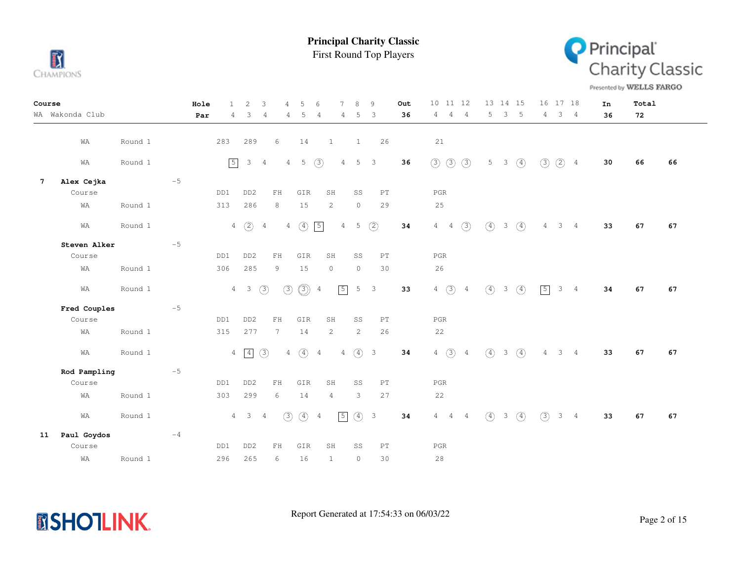# Principal Charity Classic

First Round Top Players

| Course | | | Hole | 1 | 2 | 3 | 4 | 5 | 6 | 7 | 8 | 9 | Out | 10 | 11 | 12 | 13 | 14 | 15 | 16 | 17 | 18 | In | Total | |
|---|---|---|---|---|---|---|---|---|---|---|---|---|---|---|---|---|---|---|---|---|---|---|---|---|---|
| WA Wakonda Club | | | Par | 4 | 3 | 4 | 4 | 5 | 4 | 4 | 5 | 3 | 36 | 4 | 4 | 4 | 5 | 3 | 5 | 4 | 3 | 4 | 36 | 72 | |
| | WA | Round 1 | | 283 | 289 | 6 | 14 | | 1 | | 1 | 26 | | 21 | | | | | | | | | | | |
| | WA | Round 1 | | 5 | 3 | 4 | 4 | 5 | 3 | 4 | 5 | 3 | 36 | 3 | 3 | 3 | 5 | 3 | 4 | 3 | 2 | 4 | 30 | 66 | 66 |
| 7 | Alex Cejka | | -5 | | | | | | | | | | | | | | | | | | | | | | |
| | Course | | | DD1 | DD2 | FH | GIR | | SH | | SS | PT | | PGR | | | | | | | | | | | |
| | WA | Round 1 | | 313 | 286 | 8 | 15 | | 2 | | 0 | 29 | | 25 | | | | | | | | | | | |
| | WA | Round 1 | | 4 | 2 | 4 | 4 | 4 | 5 | 4 | 5 | 2 | 34 | 4 | 4 | 3 | 4 | 3 | 4 | 4 | 3 | 4 | 33 | 67 | 67 |
| | Steven Alker | | -5 | | | | | | | | | | | | | | | | | | | | | | |
| | Course | | | DD1 | DD2 | FH | GIR | | SH | | SS | PT | | PGR | | | | | | | | | | | |
| | WA | Round 1 | | 306 | 285 | 9 | 15 | | 0 | | 0 | 30 | | 26 | | | | | | | | | | | |
| | WA | Round 1 | | 4 | 3 | 3 | 3 | 3 | 4 | 5 | 5 | 3 | 33 | 4 | 3 | 4 | 4 | 3 | 4 | 5 | 3 | 4 | 34 | 67 | 67 |
| | Fred Couples | | -5 | | | | | | | | | | | | | | | | | | | | | | |
| | Course | | | DD1 | DD2 | FH | GIR | | SH | | SS | PT | | PGR | | | | | | | | | | | |
| | WA | Round 1 | | 315 | 277 | 7 | 14 | | 2 | | 2 | 26 | | 22 | | | | | | | | | | | |
| | WA | Round 1 | | 4 | 4 | 3 | 4 | 4 | 4 | 4 | 4 | 3 | 34 | 4 | 3 | 4 | 4 | 3 | 4 | 4 | 3 | 4 | 33 | 67 | 67 |
| | Rod Pampling | | -5 | | | | | | | | | | | | | | | | | | | | | | |
| | Course | | | DD1 | DD2 | FH | GIR | | SH | | SS | PT | | PGR | | | | | | | | | | | |
| | WA | Round 1 | | 303 | 299 | 6 | 14 | | 4 | | 3 | 27 | | 22 | | | | | | | | | | | |
| | WA | Round 1 | | 4 | 3 | 4 | 3 | 4 | 4 | 5 | 4 | 3 | 34 | 4 | 4 | 4 | 4 | 3 | 4 | 3 | 3 | 4 | 33 | 67 | 67 |
| 11 | Paul Goydos | | -4 | | | | | | | | | | | | | | | | | | | | | | |
| | Course | | | DD1 | DD2 | FH | GIR | | SH | | SS | PT | | PGR | | | | | | | | | | | |
| | WA | Round 1 | | 296 | 265 | 6 | 16 | | 1 | | 0 | 30 | | 28 | | | | | | | | | | | |

Report Generated at 17:54:33 on 06/03/22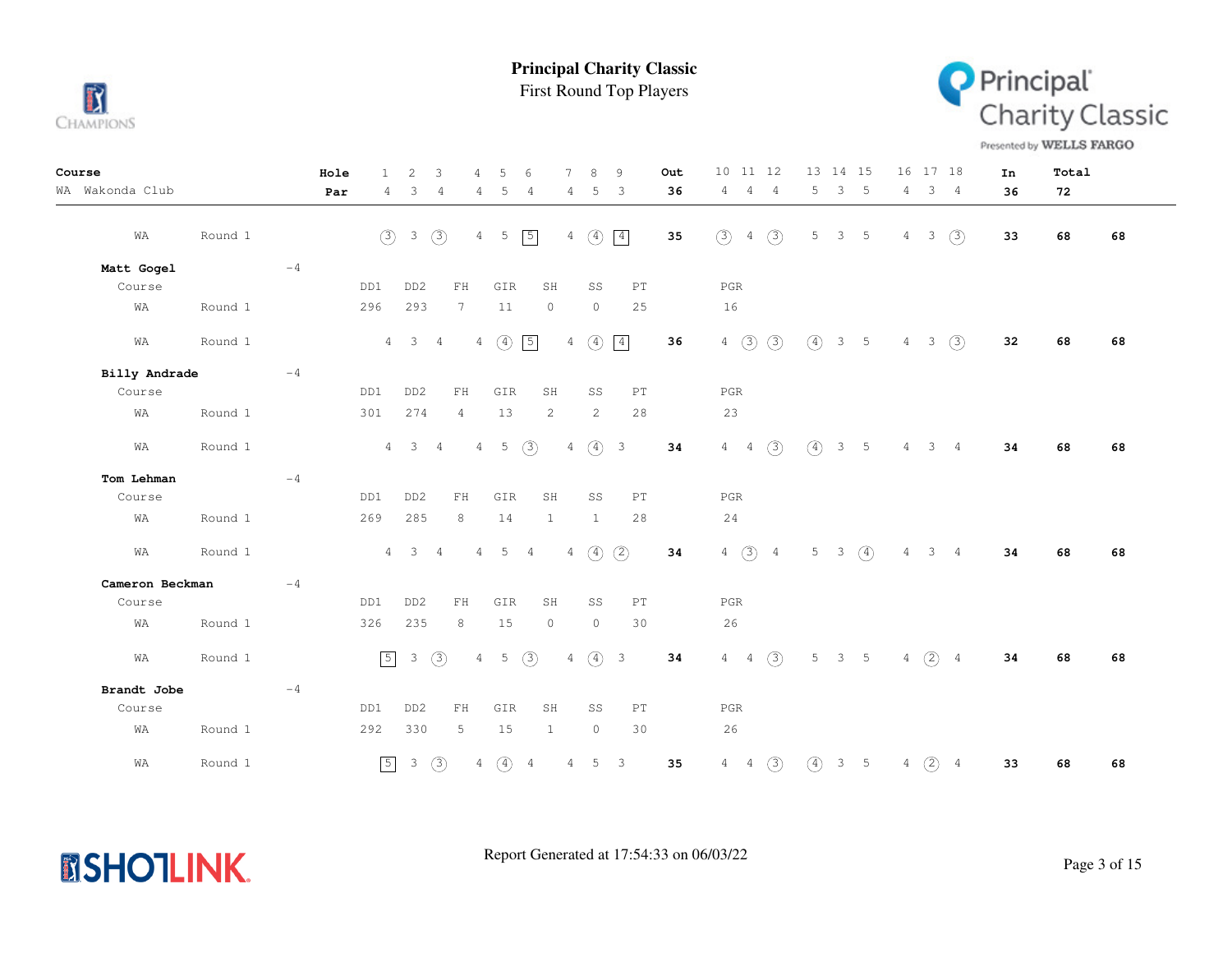# Principal Charity Classic

First Round Top Players

| Course | | Hole | 1 | 2 | 3 | 4 | 5 | 6 | 7 | 8 | 9 | Out | 10 | 11 | 12 | 13 | 14 | 15 | 16 | 17 | 18 | In | Total | |
|---|---|---|---|---|---|---|---|---|---|---|---|---|---|---|---|---|---|---|---|---|---|---|---|---|
| WA Wakonda Club | | Par | 4 | 3 | 4 | 4 | 5 | 4 | 4 | 5 | 3 | 36 | 4 | 4 | 4 | 5 | 3 | 5 | 4 | 3 | 4 | 36 | 72 | |
| WA | Round 1 | | 3 | 3 | 3 | 4 | 5 | 5 | 4 | 4 | 4 | 35 | 3 | 4 | 3 | 5 | 3 | 5 | 4 | 3 | 3 | 33 | 68 | 68 |

**Matt Gogel** -4

| Course | | DD1 | DD2 | FH | GIR | SH | SS | PT | PGR |
|---|---|---|---|---|---|---|---|---|---|
| WA | Round 1 | 296 | 293 | 7 | 11 | 0 | 0 | 25 | 16 |

| | | 1 | 2 | 3 | 4 | 5 | 6 | 7 | 8 | 9 | Out | 10 | 11 | 12 | 13 | 14 | 15 | 16 | 17 | 18 | In | Total | |
|---|---|---|---|---|---|---|---|---|---|---|---|---|---|---|---|---|---|---|---|---|---|---|---|
| WA | Round 1 | 4 | 3 | 4 | 4 | 4 | 5 | 4 | 4 | 4 | 36 | 4 | 3 | 3 | 4 | 3 | 5 | 4 | 3 | 3 | 32 | 68 | 68 |

**Billy Andrade** -4

| Course | | DD1 | DD2 | FH | GIR | SH | SS | PT | PGR |
|---|---|---|---|---|---|---|---|---|---|
| WA | Round 1 | 301 | 274 | 4 | 13 | 2 | 2 | 28 | 23 |

| | | 1 | 2 | 3 | 4 | 5 | 6 | 7 | 8 | 9 | Out | 10 | 11 | 12 | 13 | 14 | 15 | 16 | 17 | 18 | In | Total | |
|---|---|---|---|---|---|---|---|---|---|---|---|---|---|---|---|---|---|---|---|---|---|---|---|
| WA | Round 1 | 4 | 3 | 4 | 4 | 5 | 3 | 4 | 4 | 3 | 34 | 4 | 4 | 3 | 4 | 3 | 5 | 4 | 3 | 4 | 34 | 68 | 68 |

**Tom Lehman** -4

| Course | | DD1 | DD2 | FH | GIR | SH | SS | PT | PGR |
|---|---|---|---|---|---|---|---|---|---|
| WA | Round 1 | 269 | 285 | 8 | 14 | 1 | 1 | 28 | 24 |

| | | 1 | 2 | 3 | 4 | 5 | 6 | 7 | 8 | 9 | Out | 10 | 11 | 12 | 13 | 14 | 15 | 16 | 17 | 18 | In | Total | |
|---|---|---|---|---|---|---|---|---|---|---|---|---|---|---|---|---|---|---|---|---|---|---|---|
| WA | Round 1 | 4 | 3 | 4 | 4 | 5 | 4 | 4 | 4 | 2 | 34 | 4 | 3 | 4 | 5 | 3 | 4 | 4 | 3 | 4 | 34 | 68 | 68 |

**Cameron Beckman** -4

| Course | | DD1 | DD2 | FH | GIR | SH | SS | PT | PGR |
|---|---|---|---|---|---|---|---|---|---|
| WA | Round 1 | 326 | 235 | 8 | 15 | 0 | 0 | 30 | 26 |

| | | 1 | 2 | 3 | 4 | 5 | 6 | 7 | 8 | 9 | Out | 10 | 11 | 12 | 13 | 14 | 15 | 16 | 17 | 18 | In | Total | |
|---|---|---|---|---|---|---|---|---|---|---|---|---|---|---|---|---|---|---|---|---|---|---|---|
| WA | Round 1 | 5 | 3 | 3 | 4 | 5 | 3 | 4 | 4 | 3 | 34 | 4 | 4 | 3 | 5 | 3 | 5 | 4 | 2 | 4 | 34 | 68 | 68 |

**Brandt Jobe** -4

| Course | | DD1 | DD2 | FH | GIR | SH | SS | PT | PGR |
|---|---|---|---|---|---|---|---|---|---|
| WA | Round 1 | 292 | 330 | 5 | 15 | 1 | 0 | 30 | 26 |

| | | 1 | 2 | 3 | 4 | 5 | 6 | 7 | 8 | 9 | Out | 10 | 11 | 12 | 13 | 14 | 15 | 16 | 17 | 18 | In | Total | |
|---|---|---|---|---|---|---|---|---|---|---|---|---|---|---|---|---|---|---|---|---|---|---|---|
| WA | Round 1 | 5 | 3 | 3 | 4 | 4 | 4 | 4 | 5 | 3 | 35 | 4 | 4 | 3 | 4 | 3 | 5 | 4 | 2 | 4 | 33 | 68 | 68 |

Report Generated at 17:54:33 on 06/03/22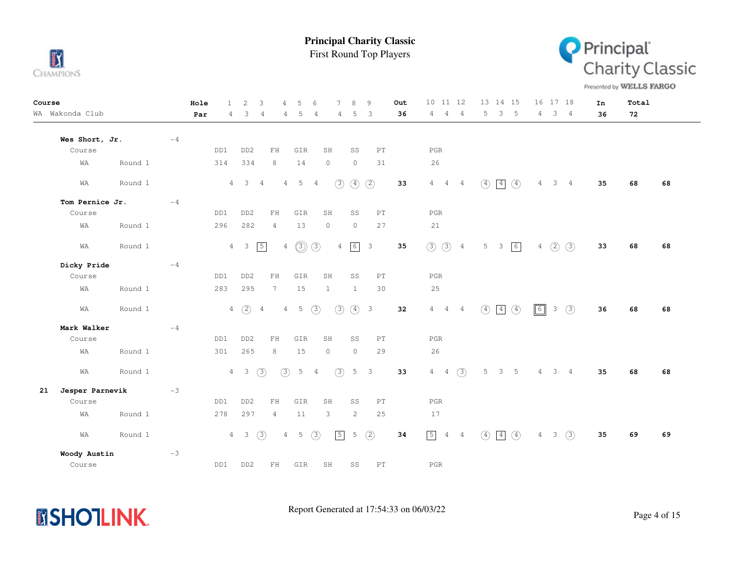# Principal Charity Classic

First Round Top Players

| Course | Hole | 1 | 2 | 3 | 4 | 5 | 6 | 7 | 8 | 9 | Out | 10 | 11 | 12 | 13 | 14 | 15 | 16 | 17 | 18 | In | Total |
|---|---|---|---|---|---|---|---|---|---|---|---|---|---|---|---|---|---|---|---|---|---|---|
| WA Wakonda Club | Par | 4 | 3 | 4 | 4 | 5 | 4 | 4 | 5 | 3 | 36 | 4 | 4 | 4 | 5 | 3 | 5 | 4 | 3 | 4 | 36 | 72 |

**Wes Short, Jr.** -4

| Course | | DD1 | DD2 | FH | GIR | SH | SS | PT | PGR |
|---|---|---|---|---|---|---|---|---|---|
| WA | Round 1 | 314 | 334 | 8 | 14 | 0 | 0 | 31 | 26 |

| | | 1 | 2 | 3 | 4 | 5 | 6 | 7 | 8 | 9 | Out | 10 | 11 | 12 | 13 | 14 | 15 | 16 | 17 | 18 | In | Total | |
|---|---|---|---|---|---|---|---|---|---|---|---|---|---|---|---|---|---|---|---|---|---|---|---|
| WA | Round 1 | 4 | 3 | 4 | 4 | 5 | 4 | 3 | 4 | 2 | 33 | 4 | 4 | 4 | 4 | 4 | 4 | 4 | 3 | 4 | 35 | 68 | 68 |

**Tom Pernice Jr.** -4

| Course | | DD1 | DD2 | FH | GIR | SH | SS | PT | PGR |
|---|---|---|---|---|---|---|---|---|---|
| WA | Round 1 | 296 | 282 | 4 | 13 | 0 | 0 | 27 | 21 |

| | | 1 | 2 | 3 | 4 | 5 | 6 | 7 | 8 | 9 | Out | 10 | 11 | 12 | 13 | 14 | 15 | 16 | 17 | 18 | In | Total | |
|---|---|---|---|---|---|---|---|---|---|---|---|---|---|---|---|---|---|---|---|---|---|---|---|
| WA | Round 1 | 4 | 3 | 5 | 4 | 3 | 3 | 4 | 6 | 3 | 35 | 3 | 3 | 4 | 5 | 3 | 6 | 4 | 2 | 3 | 33 | 68 | 68 |

**Dicky Pride** -4

| Course | | DD1 | DD2 | FH | GIR | SH | SS | PT | PGR |
|---|---|---|---|---|---|---|---|---|---|
| WA | Round 1 | 283 | 295 | 7 | 15 | 1 | 1 | 30 | 25 |

| | | 1 | 2 | 3 | 4 | 5 | 6 | 7 | 8 | 9 | Out | 10 | 11 | 12 | 13 | 14 | 15 | 16 | 17 | 18 | In | Total | |
|---|---|---|---|---|---|---|---|---|---|---|---|---|---|---|---|---|---|---|---|---|---|---|---|
| WA | Round 1 | 4 | 2 | 4 | 4 | 5 | 3 | 3 | 4 | 3 | 32 | 4 | 4 | 4 | 4 | 4 | 4 | 6 | 3 | 3 | 36 | 68 | 68 |

**Mark Walker** -4

| Course | | DD1 | DD2 | FH | GIR | SH | SS | PT | PGR |
|---|---|---|---|---|---|---|---|---|---|
| WA | Round 1 | 301 | 265 | 8 | 15 | 0 | 0 | 29 | 26 |

| | | 1 | 2 | 3 | 4 | 5 | 6 | 7 | 8 | 9 | Out | 10 | 11 | 12 | 13 | 14 | 15 | 16 | 17 | 18 | In | Total | |
|---|---|---|---|---|---|---|---|---|---|---|---|---|---|---|---|---|---|---|---|---|---|---|---|
| WA | Round 1 | 4 | 3 | 3 | 3 | 5 | 4 | 3 | 5 | 3 | 33 | 4 | 4 | 3 | 5 | 3 | 5 | 4 | 3 | 4 | 35 | 68 | 68 |

**21 Jesper Parnevik** -3

| Course | | DD1 | DD2 | FH | GIR | SH | SS | PT | PGR |
|---|---|---|---|---|---|---|---|---|---|
| WA | Round 1 | 278 | 297 | 4 | 11 | 3 | 2 | 25 | 17 |

| | | 1 | 2 | 3 | 4 | 5 | 6 | 7 | 8 | 9 | Out | 10 | 11 | 12 | 13 | 14 | 15 | 16 | 17 | 18 | In | Total | |
|---|---|---|---|---|---|---|---|---|---|---|---|---|---|---|---|---|---|---|---|---|---|---|---|
| WA | Round 1 | 4 | 3 | 3 | 4 | 5 | 3 | 5 | 5 | 2 | 34 | 5 | 4 | 4 | 4 | 4 | 4 | 4 | 3 | 3 | 35 | 69 | 69 |

**Woody Austin** -3

| Course | | DD1 | DD2 | FH | GIR | SH | SS | PT | PGR |
|---|---|---|---|---|---|---|---|---|---|

Report Generated at 17:54:33 on 06/03/22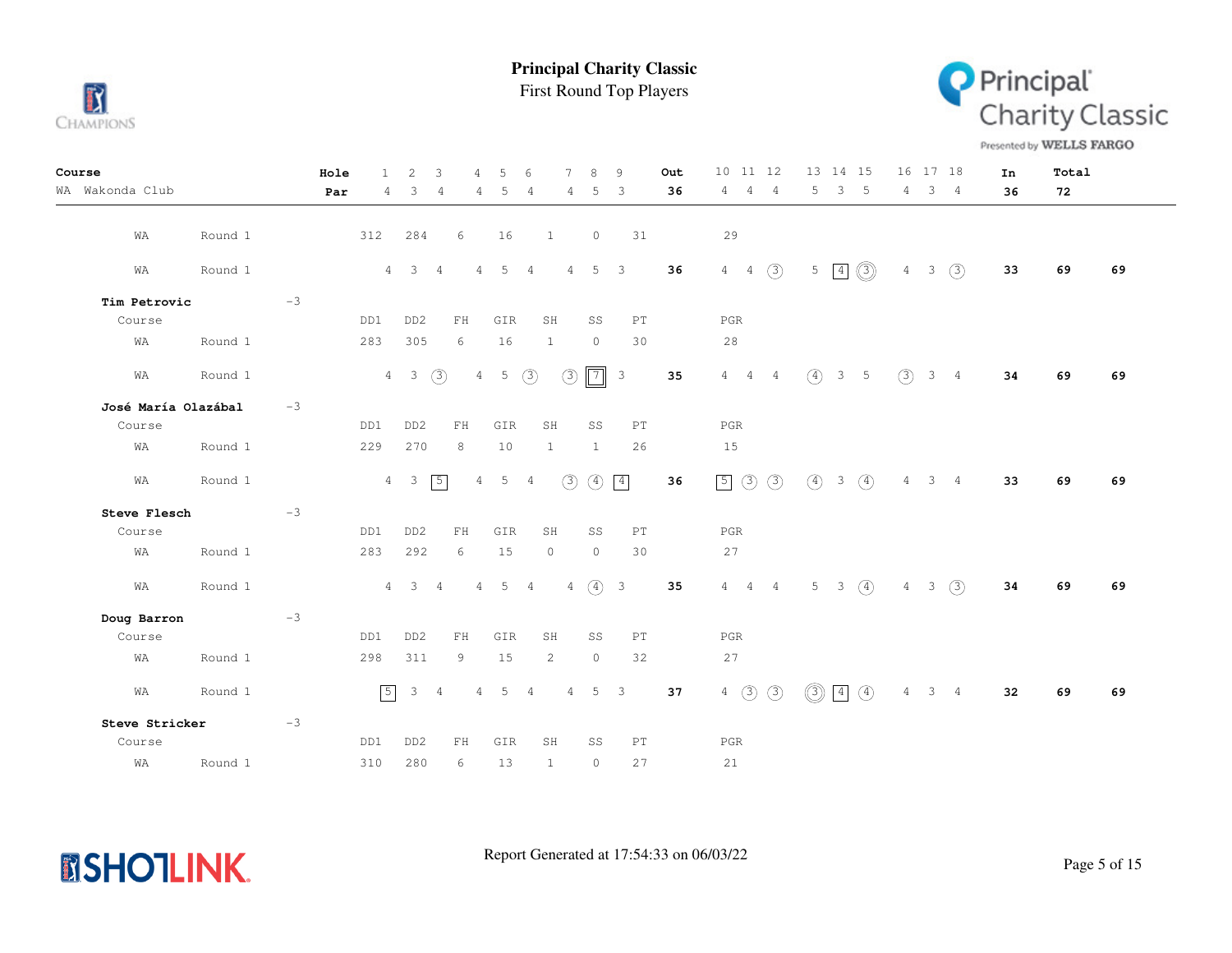# Principal Charity Classic

First Round Top Players

| Course | | Hole | 1 | 2 | 3 | 4 | 5 | 6 | 7 | 8 | 9 | Out | 10 | 11 | 12 | 13 | 14 | 15 | 16 | 17 | 18 | In | Total | |
|---|---|---|---|---|---|---|---|---|---|---|---|---|---|---|---|---|---|---|---|---|---|---|---|---|
| WA Wakonda Club | | Par | 4 | 3 | 4 | 4 | 5 | 4 | 4 | 5 | 3 | 36 | 4 | 4 | 4 | 5 | 3 | 5 | 4 | 3 | 4 | 36 | 72 | |
| WA | Round 1 | | 312 | 284 | 6 | 16 | 1 | 0 | 31 | | | | 29 | | | | | | | | | | | |
| WA | Round 1 | | 4 | 3 | 4 | 4 | 5 | 4 | 4 | 5 | 3 | 36 | 4 | 4 | 3 | 5 | 4 | 3 | 4 | 3 | 3 | 33 | 69 | 69 |
| **Tim Petrovic** | -3 | | | | | | | | | | | | | | | | | | | | | | | |
| Course | | | DD1 | DD2 | FH | GIR | SH | SS | PT | | | | PGR | | | | | | | | | | | |
| WA | Round 1 | | 283 | 305 | 6 | 16 | 1 | 0 | 30 | | | | 28 | | | | | | | | | | | |
| WA | Round 1 | | 4 | 3 | 3 | 4 | 5 | 3 | 3 | 7 | 3 | 35 | 4 | 4 | 4 | 4 | 3 | 5 | 3 | 3 | 4 | 34 | 69 | 69 |
| **José María Olazábal** | -3 | | | | | | | | | | | | | | | | | | | | | | | |
| Course | | | DD1 | DD2 | FH | GIR | SH | SS | PT | | | | PGR | | | | | | | | | | | |
| WA | Round 1 | | 229 | 270 | 8 | 10 | 1 | 1 | 26 | | | | 15 | | | | | | | | | | | |
| WA | Round 1 | | 4 | 3 | 5 | 4 | 5 | 4 | 3 | 4 | 4 | 36 | 5 | 3 | 3 | 4 | 3 | 4 | 4 | 3 | 4 | 33 | 69 | 69 |
| **Steve Flesch** | -3 | | | | | | | | | | | | | | | | | | | | | | | |
| Course | | | DD1 | DD2 | FH | GIR | SH | SS | PT | | | | PGR | | | | | | | | | | | |
| WA | Round 1 | | 283 | 292 | 6 | 15 | 0 | 0 | 30 | | | | 27 | | | | | | | | | | | |
| WA | Round 1 | | 4 | 3 | 4 | 4 | 5 | 4 | 4 | 4 | 3 | 35 | 4 | 4 | 4 | 5 | 3 | 4 | 4 | 3 | 3 | 34 | 69 | 69 |
| **Doug Barron** | -3 | | | | | | | | | | | | | | | | | | | | | | | |
| Course | | | DD1 | DD2 | FH | GIR | SH | SS | PT | | | | PGR | | | | | | | | | | | |
| WA | Round 1 | | 298 | 311 | 9 | 15 | 2 | 0 | 32 | | | | 27 | | | | | | | | | | | |
| WA | Round 1 | | 5 | 3 | 4 | 4 | 5 | 4 | 4 | 5 | 3 | 37 | 4 | 3 | 3 | 3 | 4 | 4 | 4 | 3 | 4 | 32 | 69 | 69 |
| **Steve Stricker** | -3 | | | | | | | | | | | | | | | | | | | | | | | |
| Course | | | DD1 | DD2 | FH | GIR | SH | SS | PT | | | | PGR | | | | | | | | | | | |
| WA | Round 1 | | 310 | 280 | 6 | 13 | 1 | 0 | 27 | | | | 21 | | | | | | | | | | | |

Report Generated at 17:54:33 on 06/03/22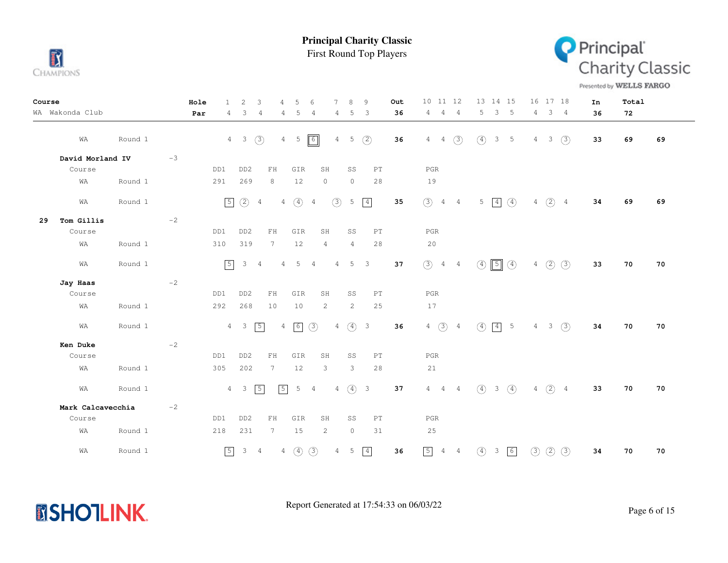# Principal Charity Classic

First Round Top Players

| Course | | | Hole | 1 | 2 | 3 | 4 | 5 | 6 | 7 | 8 | 9 | Out | 10 | 11 | 12 | 13 | 14 | 15 | 16 | 17 | 18 | In | Total | |
|---|---|---|---|---|---|---|---|---|---|---|---|---|---|---|---|---|---|---|---|---|---|---|---|---|---|
| WA Wakonda Club | | | Par | 4 | 3 | 4 | 4 | 5 | 4 | 4 | 5 | 3 | 36 | 4 | 4 | 4 | 5 | 3 | 5 | 4 | 3 | 4 | 36 | 72 | |
| WA | Round 1 | | | 4 | 3 | 3 | 4 | 5 | 6 | 4 | 5 | 2 | 36 | 4 | 4 | 3 | 4 | 3 | 5 | 4 | 3 | 3 | 33 | 69 | 69 |

**David Morland IV** -3

| Course | | DD1 | DD2 | FH | GIR | SH | SS | PT | PGR |
|---|---|---|---|---|---|---|---|---|---|
| WA | Round 1 | 291 | 269 | 8 | 12 | 0 | 0 | 28 | 19 |

| | | 1 | 2 | 3 | 4 | 5 | 6 | 7 | 8 | 9 | Out | 10 | 11 | 12 | 13 | 14 | 15 | 16 | 17 | 18 | In | Total | |
|---|---|---|---|---|---|---|---|---|---|---|---|---|---|---|---|---|---|---|---|---|---|---|---|
| WA | Round 1 | 5 | 2 | 4 | 4 | 4 | 4 | 3 | 5 | 4 | 35 | 3 | 4 | 4 | 5 | 4 | 4 | 4 | 2 | 4 | 34 | 69 | 69 |

**29 Tom Gillis** -2

| Course | | DD1 | DD2 | FH | GIR | SH | SS | PT | PGR |
|---|---|---|---|---|---|---|---|---|---|
| WA | Round 1 | 310 | 319 | 7 | 12 | 4 | 4 | 28 | 20 |

| | | 1 | 2 | 3 | 4 | 5 | 6 | 7 | 8 | 9 | Out | 10 | 11 | 12 | 13 | 14 | 15 | 16 | 17 | 18 | In | Total | |
|---|---|---|---|---|---|---|---|---|---|---|---|---|---|---|---|---|---|---|---|---|---|---|---|
| WA | Round 1 | 5 | 3 | 4 | 4 | 5 | 4 | 4 | 5 | 3 | 37 | 3 | 4 | 4 | 4 | 5 | 4 | 4 | 2 | 3 | 33 | 70 | 70 |

**Jay Haas** -2

| Course | | DD1 | DD2 | FH | GIR | SH | SS | PT | PGR |
|---|---|---|---|---|---|---|---|---|---|
| WA | Round 1 | 292 | 268 | 10 | 10 | 2 | 2 | 25 | 17 |

| | | 1 | 2 | 3 | 4 | 5 | 6 | 7 | 8 | 9 | Out | 10 | 11 | 12 | 13 | 14 | 15 | 16 | 17 | 18 | In | Total | |
|---|---|---|---|---|---|---|---|---|---|---|---|---|---|---|---|---|---|---|---|---|---|---|---|
| WA | Round 1 | 4 | 3 | 5 | 4 | 6 | 3 | 4 | 4 | 3 | 36 | 4 | 3 | 4 | 4 | 4 | 5 | 4 | 3 | 3 | 34 | 70 | 70 |

**Ken Duke** -2

| Course | | DD1 | DD2 | FH | GIR | SH | SS | PT | PGR |
|---|---|---|---|---|---|---|---|---|---|
| WA | Round 1 | 305 | 202 | 7 | 12 | 3 | 3 | 28 | 21 |

| | | 1 | 2 | 3 | 4 | 5 | 6 | 7 | 8 | 9 | Out | 10 | 11 | 12 | 13 | 14 | 15 | 16 | 17 | 18 | In | Total | |
|---|---|---|---|---|---|---|---|---|---|---|---|---|---|---|---|---|---|---|---|---|---|---|---|
| WA | Round 1 | 4 | 3 | 5 | 5 | 5 | 4 | 4 | 4 | 3 | 37 | 4 | 4 | 4 | 4 | 3 | 4 | 4 | 2 | 4 | 33 | 70 | 70 |

**Mark Calcavecchia** -2

| Course | | DD1 | DD2 | FH | GIR | SH | SS | PT | PGR |
|---|---|---|---|---|---|---|---|---|---|
| WA | Round 1 | 218 | 231 | 7 | 15 | 2 | 0 | 31 | 25 |

| | | 1 | 2 | 3 | 4 | 5 | 6 | 7 | 8 | 9 | Out | 10 | 11 | 12 | 13 | 14 | 15 | 16 | 17 | 18 | In | Total | |
|---|---|---|---|---|---|---|---|---|---|---|---|---|---|---|---|---|---|---|---|---|---|---|---|
| WA | Round 1 | 5 | 3 | 4 | 4 | 4 | 3 | 4 | 5 | 4 | 36 | 5 | 4 | 4 | 4 | 3 | 6 | 3 | 2 | 3 | 34 | 70 | 70 |

Report Generated at 17:54:33 on 06/03/22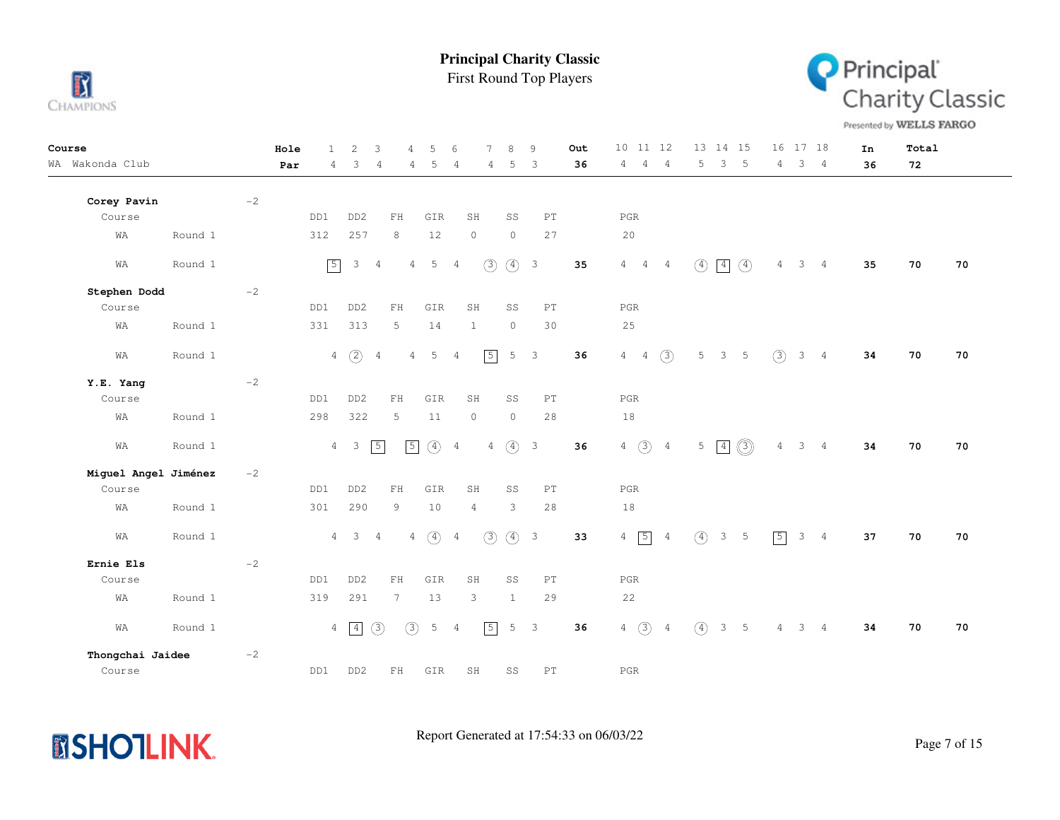# Principal Charity Classic

First Round Top Players

| Course | Hole | 1 | 2 | 3 | 4 | 5 | 6 | 7 | 8 | 9 | Out | 10 | 11 | 12 | 13 | 14 | 15 | 16 | 17 | 18 | In | Total |
|---|---|---|---|---|---|---|---|---|---|---|---|---|---|---|---|---|---|---|---|---|---|---|
| WA Wakonda Club | Par | 4 | 3 | 4 | 4 | 5 | 4 | 4 | 5 | 3 | 36 | 4 | 4 | 4 | 5 | 3 | 5 | 4 | 3 | 4 | 36 | 72 |

**Corey Pavin** -2

| Course | | DD1 | DD2 | FH | GIR | SH | SS | PT | PGR |
|---|---|---|---|---|---|---|---|---|---|
| WA | Round 1 | 312 | 257 | 8 | 12 | 0 | 0 | 27 | 20 |

| | | 1 | 2 | 3 | 4 | 5 | 6 | 7 | 8 | 9 | Out | 10 | 11 | 12 | 13 | 14 | 15 | 16 | 17 | 18 | In | Total | |
|---|---|---|---|---|---|---|---|---|---|---|---|---|---|---|---|---|---|---|---|---|---|---|---|
| WA | Round 1 | 5 | 3 | 4 | 4 | 5 | 4 | 3 | 4 | 3 | 35 | 4 | 4 | 4 | 4 | 4 | 4 | 4 | 3 | 4 | 35 | 70 | 70 |

**Stephen Dodd** -2

| Course | | DD1 | DD2 | FH | GIR | SH | SS | PT | PGR |
|---|---|---|---|---|---|---|---|---|---|
| WA | Round 1 | 331 | 313 | 5 | 14 | 1 | 0 | 30 | 25 |

| | | 1 | 2 | 3 | 4 | 5 | 6 | 7 | 8 | 9 | Out | 10 | 11 | 12 | 13 | 14 | 15 | 16 | 17 | 18 | In | Total | |
|---|---|---|---|---|---|---|---|---|---|---|---|---|---|---|---|---|---|---|---|---|---|---|---|
| WA | Round 1 | 4 | 2 | 4 | 4 | 5 | 4 | 5 | 5 | 3 | 36 | 4 | 4 | 3 | 5 | 3 | 5 | 3 | 3 | 4 | 34 | 70 | 70 |

**Y.E. Yang** -2

| Course | | DD1 | DD2 | FH | GIR | SH | SS | PT | PGR |
|---|---|---|---|---|---|---|---|---|---|
| WA | Round 1 | 298 | 322 | 5 | 11 | 0 | 0 | 28 | 18 |

| | | 1 | 2 | 3 | 4 | 5 | 6 | 7 | 8 | 9 | Out | 10 | 11 | 12 | 13 | 14 | 15 | 16 | 17 | 18 | In | Total | |
|---|---|---|---|---|---|---|---|---|---|---|---|---|---|---|---|---|---|---|---|---|---|---|---|
| WA | Round 1 | 4 | 3 | 5 | 5 | 4 | 4 | 4 | 4 | 3 | 36 | 4 | 3 | 4 | 5 | 4 | 3 | 4 | 3 | 4 | 34 | 70 | 70 |

**Miguel Angel Jiménez** -2

| Course | | DD1 | DD2 | FH | GIR | SH | SS | PT | PGR |
|---|---|---|---|---|---|---|---|---|---|
| WA | Round 1 | 301 | 290 | 9 | 10 | 4 | 3 | 28 | 18 |

| | | 1 | 2 | 3 | 4 | 5 | 6 | 7 | 8 | 9 | Out | 10 | 11 | 12 | 13 | 14 | 15 | 16 | 17 | 18 | In | Total | |
|---|---|---|---|---|---|---|---|---|---|---|---|---|---|---|---|---|---|---|---|---|---|---|---|
| WA | Round 1 | 4 | 3 | 4 | 4 | 4 | 4 | 3 | 4 | 3 | 33 | 4 | 5 | 4 | 4 | 3 | 5 | 5 | 3 | 4 | 37 | 70 | 70 |

**Ernie Els** -2

| Course | | DD1 | DD2 | FH | GIR | SH | SS | PT | PGR |
|---|---|---|---|---|---|---|---|---|---|
| WA | Round 1 | 319 | 291 | 7 | 13 | 3 | 1 | 29 | 22 |

| | | 1 | 2 | 3 | 4 | 5 | 6 | 7 | 8 | 9 | Out | 10 | 11 | 12 | 13 | 14 | 15 | 16 | 17 | 18 | In | Total | |
|---|---|---|---|---|---|---|---|---|---|---|---|---|---|---|---|---|---|---|---|---|---|---|---|
| WA | Round 1 | 4 | 4 | 3 | 3 | 5 | 4 | 5 | 5 | 3 | 36 | 4 | 3 | 4 | 4 | 3 | 5 | 4 | 3 | 4 | 34 | 70 | 70 |

**Thongchai Jaidee** -2

| Course | | DD1 | DD2 | FH | GIR | SH | SS | PT | PGR |
|---|---|---|---|---|---|---|---|---|---|

Report Generated at 17:54:33 on 06/03/22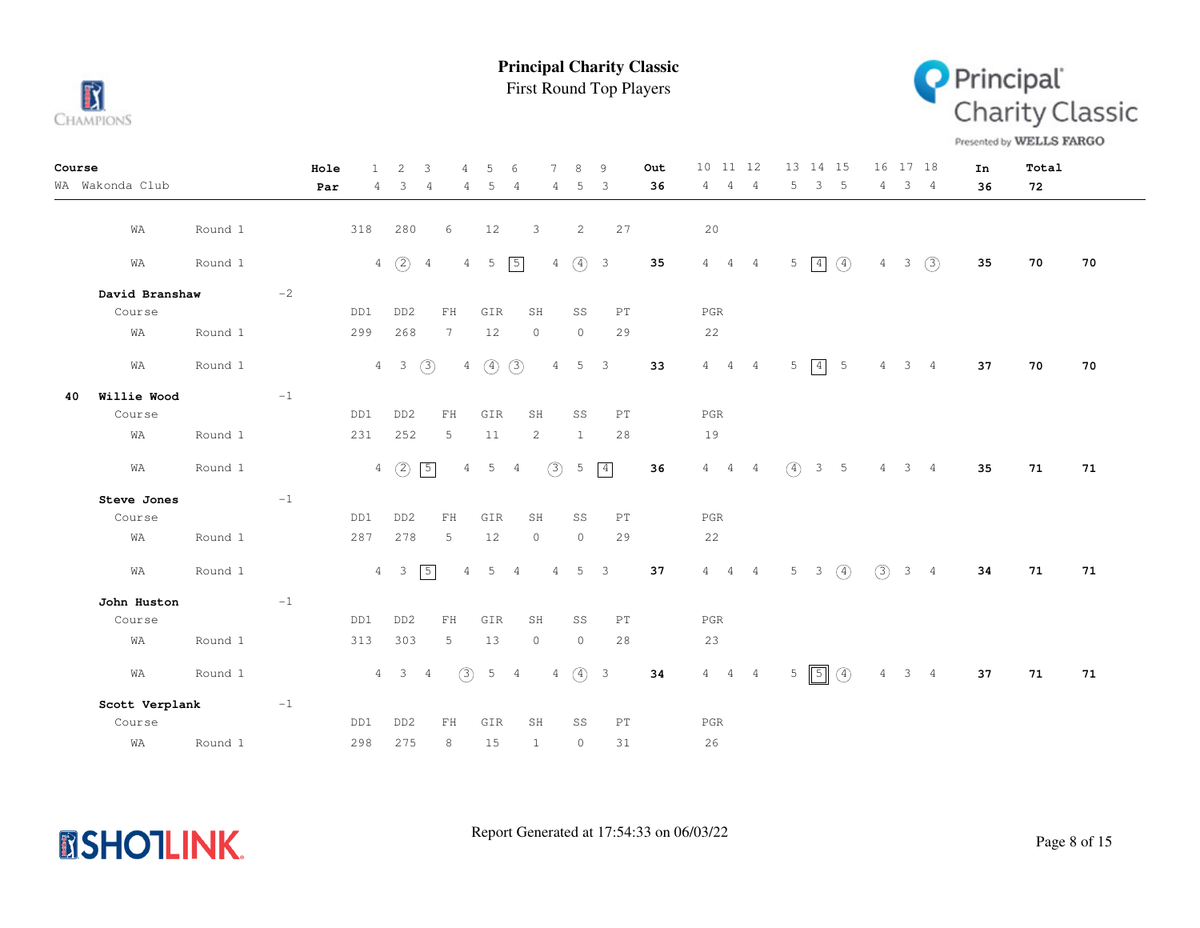# Principal Charity Classic

First Round Top Players

| Course | | | Hole | 1 | 2 | 3 | 4 | 5 | 6 | 7 | 8 | 9 | Out | 10 | 11 | 12 | 13 | 14 | 15 | 16 | 17 | 18 | In | Total | |
|---|---|---|---|---|---|---|---|---|---|---|---|---|---|---|---|---|---|---|---|---|---|---|---|---|---|
| WA Wakonda Club | | | Par | 4 | 3 | 4 | 4 | 5 | 4 | 4 | 5 | 3 | **36** | 4 | 4 | 4 | 5 | 3 | 5 | 4 | 3 | 4 | **36** | **72** | |
| | WA | Round 1 | | 318 | 280 | 6 | 12 | | 3 | | 2 | 27 | | 20 | | | | | | | | | | | |
| | WA | Round 1 | | 4 | (2) | 4 | 4 | 5 | [5] | 4 | (4) | 3 | **35** | 4 | 4 | 4 | 5 | [4] | (4) | 4 | 3 | (3) | **35** | **70** | **70** |
| | **David Branshaw** | | -2 | | | | | | | | | | | | | | | | | | | | | | |
| | Course | | | DD1 | DD2 | FH | GIR | | SH | | SS | PT | | PGR | | | | | | | | | | | |
| | WA | Round 1 | | 299 | 268 | 7 | 12 | | 0 | | 0 | 29 | | 22 | | | | | | | | | | | |
| | WA | Round 1 | | 4 | 3 | (3) | 4 | (4) | (3) | 4 | 5 | 3 | **33** | 4 | 4 | 4 | 5 | [4] | 5 | 4 | 3 | 4 | **37** | **70** | **70** |
| **40** | **Willie Wood** | | -1 | | | | | | | | | | | | | | | | | | | | | | |
| | Course | | | DD1 | DD2 | FH | GIR | | SH | | SS | PT | | PGR | | | | | | | | | | | |
| | WA | Round 1 | | 231 | 252 | 5 | 11 | | 2 | | 1 | 28 | | 19 | | | | | | | | | | | |
| | WA | Round 1 | | 4 | (2) | [5] | 4 | 5 | 4 | (3) | 5 | [4] | **36** | 4 | 4 | 4 | (4) | 3 | 5 | 4 | 3 | 4 | **35** | **71** | **71** |
| | **Steve Jones** | | -1 | | | | | | | | | | | | | | | | | | | | | | |
| | Course | | | DD1 | DD2 | FH | GIR | | SH | | SS | PT | | PGR | | | | | | | | | | | |
| | WA | Round 1 | | 287 | 278 | 5 | 12 | | 0 | | 0 | 29 | | 22 | | | | | | | | | | | |
| | WA | Round 1 | | 4 | 3 | [5] | 4 | 5 | 4 | 4 | 5 | 3 | **37** | 4 | 4 | 4 | 5 | 3 | (4) | (3) | 3 | 4 | **34** | **71** | **71** |
| | **John Huston** | | -1 | | | | | | | | | | | | | | | | | | | | | | |
| | Course | | | DD1 | DD2 | FH | GIR | | SH | | SS | PT | | PGR | | | | | | | | | | | |
| | WA | Round 1 | | 313 | 303 | 5 | 13 | | 0 | | 0 | 28 | | 23 | | | | | | | | | | | |
| | WA | Round 1 | | 4 | 3 | 4 | (3) | 5 | 4 | 4 | (4) | 3 | **34** | 4 | 4 | 4 | 5 | [[5]] | (4) | 4 | 3 | 4 | **37** | **71** | **71** |
| | **Scott Verplank** | | -1 | | | | | | | | | | | | | | | | | | | | | | |
| | Course | | | DD1 | DD2 | FH | GIR | | SH | | SS | PT | | PGR | | | | | | | | | | | |
| | WA | Round 1 | | 298 | 275 | 8 | 15 | | 1 | | 0 | 31 | | 26 | | | | | | | | | | | |

Report Generated at 17:54:33 on 06/03/22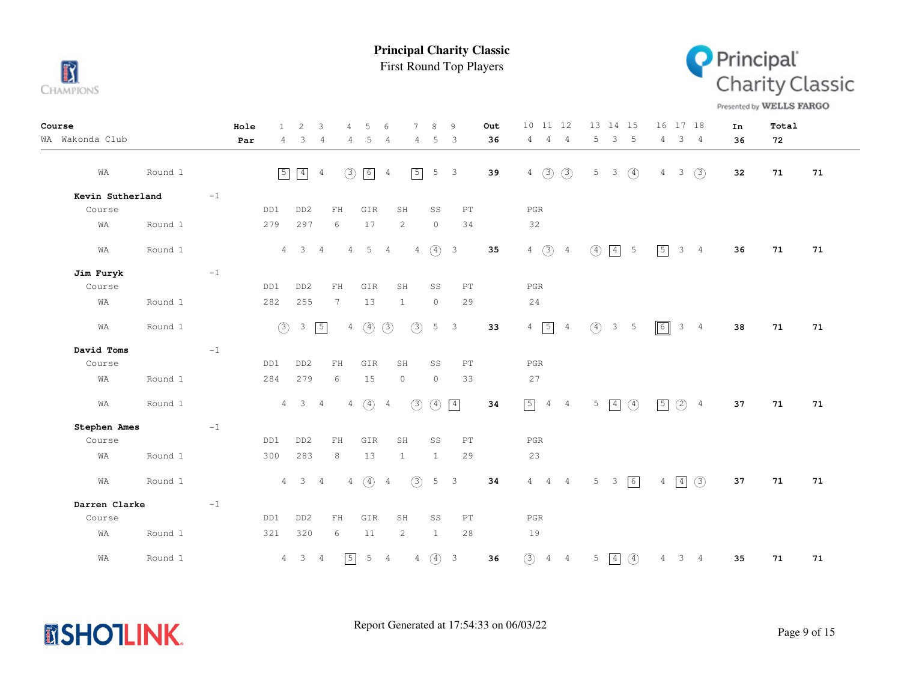# Principal Charity Classic

First Round Top Players

| Course | | Hole | 1 | 2 | 3 | 4 | 5 | 6 | 7 | 8 | 9 | Out | 10 | 11 | 12 | 13 | 14 | 15 | 16 | 17 | 18 | In | Total | |
|---|---|---|---|---|---|---|---|---|---|---|---|---|---|---|---|---|---|---|---|---|---|---|---|---|
| WA Wakonda Club | | Par | 4 | 3 | 4 | 4 | 5 | 4 | 4 | 5 | 3 | 36 | 4 | 4 | 4 | 5 | 3 | 5 | 4 | 3 | 4 | 36 | 72 | |
| WA | Round 1 | | 5 | 4 | 4 | 3 | 6 | 4 | 5 | 5 | 3 | 39 | 4 | 3 | 3 | 5 | 3 | 4 | 4 | 3 | 3 | 32 | 71 | 71 |

**Kevin Sutherland** -1

| Course | | DD1 | DD2 | FH | GIR | SH | SS | PT | PGR |
|---|---|---|---|---|---|---|---|---|---|
| WA | Round 1 | 279 | 297 | 6 | 17 | 2 | 0 | 34 | 32 |

| | | 1 | 2 | 3 | 4 | 5 | 6 | 7 | 8 | 9 | Out | 10 | 11 | 12 | 13 | 14 | 15 | 16 | 17 | 18 | In | Total | |
|---|---|---|---|---|---|---|---|---|---|---|---|---|---|---|---|---|---|---|---|---|---|---|---|
| WA | Round 1 | 4 | 3 | 4 | 4 | 5 | 4 | 4 | 4 | 3 | 35 | 4 | 3 | 4 | 4 | 4 | 5 | 5 | 3 | 4 | 36 | 71 | 71 |

**Jim Furyk** -1

| Course | | DD1 | DD2 | FH | GIR | SH | SS | PT | PGR |
|---|---|---|---|---|---|---|---|---|---|
| WA | Round 1 | 282 | 255 | 7 | 13 | 1 | 0 | 29 | 24 |

| | | 1 | 2 | 3 | 4 | 5 | 6 | 7 | 8 | 9 | Out | 10 | 11 | 12 | 13 | 14 | 15 | 16 | 17 | 18 | In | Total | |
|---|---|---|---|---|---|---|---|---|---|---|---|---|---|---|---|---|---|---|---|---|---|---|---|
| WA | Round 1 | 3 | 3 | 5 | 4 | 4 | 3 | 3 | 5 | 3 | 33 | 4 | 5 | 4 | 4 | 3 | 5 | 6 | 3 | 4 | 38 | 71 | 71 |

**David Toms** -1

| Course | | DD1 | DD2 | FH | GIR | SH | SS | PT | PGR |
|---|---|---|---|---|---|---|---|---|---|
| WA | Round 1 | 284 | 279 | 6 | 15 | 0 | 0 | 33 | 27 |

| | | 1 | 2 | 3 | 4 | 5 | 6 | 7 | 8 | 9 | Out | 10 | 11 | 12 | 13 | 14 | 15 | 16 | 17 | 18 | In | Total | |
|---|---|---|---|---|---|---|---|---|---|---|---|---|---|---|---|---|---|---|---|---|---|---|---|
| WA | Round 1 | 4 | 3 | 4 | 4 | 4 | 4 | 3 | 4 | 4 | 34 | 5 | 4 | 4 | 5 | 4 | 4 | 5 | 2 | 4 | 37 | 71 | 71 |

**Stephen Ames** -1

| Course | | DD1 | DD2 | FH | GIR | SH | SS | PT | PGR |
|---|---|---|---|---|---|---|---|---|---|
| WA | Round 1 | 300 | 283 | 8 | 13 | 1 | 1 | 29 | 23 |

| | | 1 | 2 | 3 | 4 | 5 | 6 | 7 | 8 | 9 | Out | 10 | 11 | 12 | 13 | 14 | 15 | 16 | 17 | 18 | In | Total | |
|---|---|---|---|---|---|---|---|---|---|---|---|---|---|---|---|---|---|---|---|---|---|---|---|
| WA | Round 1 | 4 | 3 | 4 | 4 | 4 | 4 | 3 | 5 | 3 | 34 | 4 | 4 | 4 | 5 | 3 | 6 | 4 | 4 | 3 | 37 | 71 | 71 |

**Darren Clarke** -1

| Course | | DD1 | DD2 | FH | GIR | SH | SS | PT | PGR |
|---|---|---|---|---|---|---|---|---|---|
| WA | Round 1 | 321 | 320 | 6 | 11 | 2 | 1 | 28 | 19 |

| | | 1 | 2 | 3 | 4 | 5 | 6 | 7 | 8 | 9 | Out | 10 | 11 | 12 | 13 | 14 | 15 | 16 | 17 | 18 | In | Total | |
|---|---|---|---|---|---|---|---|---|---|---|---|---|---|---|---|---|---|---|---|---|---|---|---|
| WA | Round 1 | 4 | 3 | 4 | 5 | 5 | 4 | 4 | 4 | 3 | 36 | 3 | 4 | 4 | 5 | 4 | 4 | 4 | 3 | 4 | 35 | 71 | 71 |

Report Generated at 17:54:33 on 06/03/22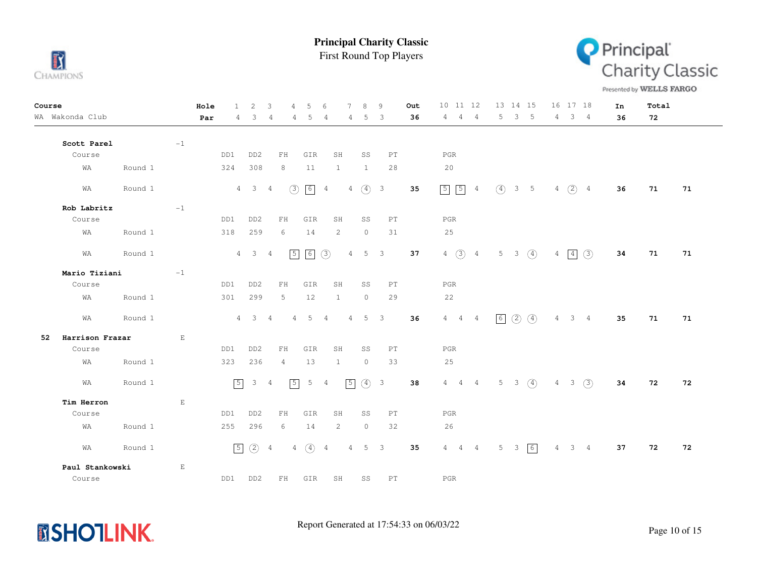# Principal Charity Classic

First Round Top Players

| Course | Hole | 1 | 2 | 3 | 4 | 5 | 6 | 7 | 8 | 9 | Out | 10 | 11 | 12 | 13 | 14 | 15 | 16 | 17 | 18 | In | Total |
|---|---|---|---|---|---|---|---|---|---|---|---|---|---|---|---|---|---|---|---|---|---|---|
| WA Wakonda Club | Par | 4 | 3 | 4 | 4 | 5 | 4 | 4 | 5 | 3 | 36 | 4 | 4 | 4 | 5 | 3 | 5 | 4 | 3 | 4 | 36 | 72 |

**Scott Parel** -1

| Course | | DD1 | DD2 | FH | GIR | SH | SS | PT | PGR |
|---|---|---|---|---|---|---|---|---|---|
| WA | Round 1 | 324 | 308 | 8 | 11 | 1 | 1 | 28 | 20 |

| Course | | 1 | 2 | 3 | 4 | 5 | 6 | 7 | 8 | 9 | Out | 10 | 11 | 12 | 13 | 14 | 15 | 16 | 17 | 18 | In | Total | |
|---|---|---|---|---|---|---|---|---|---|---|---|---|---|---|---|---|---|---|---|---|---|---|---|
| WA | Round 1 | 4 | 3 | 4 | (3) | [6] | 4 | 4 | (4) | 3 | 35 | [5] | [5] | 4 | (4) | 3 | 5 | 4 | (2) | 4 | 36 | 71 | 71 |

**Rob Labritz** -1

| Course | | DD1 | DD2 | FH | GIR | SH | SS | PT | PGR |
|---|---|---|---|---|---|---|---|---|---|
| WA | Round 1 | 318 | 259 | 6 | 14 | 2 | 0 | 31 | 25 |

| Course | | 1 | 2 | 3 | 4 | 5 | 6 | 7 | 8 | 9 | Out | 10 | 11 | 12 | 13 | 14 | 15 | 16 | 17 | 18 | In | Total | |
|---|---|---|---|---|---|---|---|---|---|---|---|---|---|---|---|---|---|---|---|---|---|---|---|
| WA | Round 1 | 4 | 3 | 4 | [5] | [6] | (3) | 4 | 5 | 3 | 37 | 4 | (3) | 4 | 5 | 3 | (4) | 4 | [4] | (3) | 34 | 71 | 71 |

**Mario Tiziani** -1

| Course | | DD1 | DD2 | FH | GIR | SH | SS | PT | PGR |
|---|---|---|---|---|---|---|---|---|---|
| WA | Round 1 | 301 | 299 | 5 | 12 | 1 | 0 | 29 | 22 |

| Course | | 1 | 2 | 3 | 4 | 5 | 6 | 7 | 8 | 9 | Out | 10 | 11 | 12 | 13 | 14 | 15 | 16 | 17 | 18 | In | Total | |
|---|---|---|---|---|---|---|---|---|---|---|---|---|---|---|---|---|---|---|---|---|---|---|---|
| WA | Round 1 | 4 | 3 | 4 | 4 | 5 | 4 | 4 | 5 | 3 | 36 | 4 | 4 | 4 | [6] | (2) | (4) | 4 | 3 | 4 | 35 | 71 | 71 |

**52 Harrison Frazar** E

| Course | | DD1 | DD2 | FH | GIR | SH | SS | PT | PGR |
|---|---|---|---|---|---|---|---|---|---|
| WA | Round 1 | 323 | 236 | 4 | 13 | 1 | 0 | 33 | 25 |

| Course | | 1 | 2 | 3 | 4 | 5 | 6 | 7 | 8 | 9 | Out | 10 | 11 | 12 | 13 | 14 | 15 | 16 | 17 | 18 | In | Total | |
|---|---|---|---|---|---|---|---|---|---|---|---|---|---|---|---|---|---|---|---|---|---|---|---|
| WA | Round 1 | [5] | 3 | 4 | [5] | 5 | 4 | [5] | (4) | 3 | 38 | 4 | 4 | 4 | 5 | 3 | (4) | 4 | 3 | (3) | 34 | 72 | 72 |

**Tim Herron** E

| Course | | DD1 | DD2 | FH | GIR | SH | SS | PT | PGR |
|---|---|---|---|---|---|---|---|---|---|
| WA | Round 1 | 255 | 296 | 6 | 14 | 2 | 0 | 32 | 26 |

| Course | | 1 | 2 | 3 | 4 | 5 | 6 | 7 | 8 | 9 | Out | 10 | 11 | 12 | 13 | 14 | 15 | 16 | 17 | 18 | In | Total | |
|---|---|---|---|---|---|---|---|---|---|---|---|---|---|---|---|---|---|---|---|---|---|---|---|
| WA | Round 1 | [5] | (2) | 4 | 4 | (4) | 4 | 4 | 5 | 3 | 35 | 4 | 4 | 4 | 5 | 3 | [6] | 4 | 3 | 4 | 37 | 72 | 72 |

**Paul Stankowski** E

| Course | | DD1 | DD2 | FH | GIR | SH | SS | PT | PGR |
|---|---|---|---|---|---|---|---|---|---|

Report Generated at 17:54:33 on 06/03/22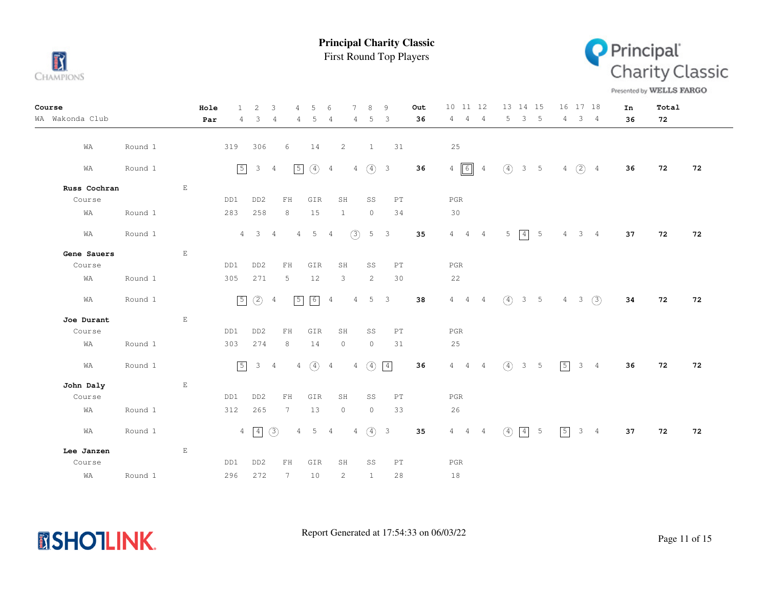# Principal Charity Classic

First Round Top Players

| Course | | | Hole | 1 | 2 | 3 | 4 | 5 | 6 | 7 | 8 | 9 | Out | 10 | 11 | 12 | 13 | 14 | 15 | 16 | 17 | 18 | In | Total | |
|---|---|---|---|---|---|---|---|---|---|---|---|---|---|---|---|---|---|---|---|---|---|---|---|---|---|
| WA Wakonda Club | | | Par | 4 | 3 | 4 | 4 | 5 | 4 | 4 | 5 | 3 | 36 | 4 | 4 | 4 | 5 | 3 | 5 | 4 | 3 | 4 | 36 | 72 | |
| WA | Round 1 | | | 319 | 306 | 6 | 14 | 2 | 1 | 31 | | 25 | | | | | | | | | | | | | |
| WA | Round 1 | | | 5 | 3 | 4 | 5 | 4 | 4 | 4 | 4 | 3 | 36 | 4 | 6 | 4 | 4 | 3 | 5 | 4 | 2 | 4 | 36 | 72 | 72 |
| **Russ Cochran** | | E | | | | | | | | | | | | | | | | | | | | | | | |
| Course | | | | DD1 | DD2 | FH | GIR | SH | SS | PT | | PGR | | | | | | | | | | | | | |
| WA | Round 1 | | | 283 | 258 | 8 | 15 | 1 | 0 | 34 | | 30 | | | | | | | | | | | | | |
| WA | Round 1 | | | 4 | 3 | 4 | 4 | 5 | 4 | 3 | 5 | 3 | 35 | 4 | 4 | 4 | 5 | 4 | 5 | 4 | 3 | 4 | 37 | 72 | 72 |
| **Gene Sauers** | | E | | | | | | | | | | | | | | | | | | | | | | | |
| Course | | | | DD1 | DD2 | FH | GIR | SH | SS | PT | | PGR | | | | | | | | | | | | | |
| WA | Round 1 | | | 305 | 271 | 5 | 12 | 3 | 2 | 30 | | 22 | | | | | | | | | | | | | |
| WA | Round 1 | | | 5 | 2 | 4 | 5 | 6 | 4 | 4 | 5 | 3 | 38 | 4 | 4 | 4 | 4 | 3 | 5 | 4 | 3 | 3 | 34 | 72 | 72 |
| **Joe Durant** | | E | | | | | | | | | | | | | | | | | | | | | | | |
| Course | | | | DD1 | DD2 | FH | GIR | SH | SS | PT | | PGR | | | | | | | | | | | | | |
| WA | Round 1 | | | 303 | 274 | 8 | 14 | 0 | 0 | 31 | | 25 | | | | | | | | | | | | | |
| WA | Round 1 | | | 5 | 3 | 4 | 4 | 4 | 4 | 4 | 4 | 4 | 36 | 4 | 4 | 4 | 4 | 3 | 5 | 5 | 3 | 4 | 36 | 72 | 72 |
| **John Daly** | | E | | | | | | | | | | | | | | | | | | | | | | | |
| Course | | | | DD1 | DD2 | FH | GIR | SH | SS | PT | | PGR | | | | | | | | | | | | | |
| WA | Round 1 | | | 312 | 265 | 7 | 13 | 0 | 0 | 33 | | 26 | | | | | | | | | | | | | |
| WA | Round 1 | | | 4 | 4 | 3 | 4 | 5 | 4 | 4 | 4 | 3 | 35 | 4 | 4 | 4 | 4 | 4 | 5 | 5 | 3 | 4 | 37 | 72 | 72 |
| **Lee Janzen** | | E | | | | | | | | | | | | | | | | | | | | | | | |
| Course | | | | DD1 | DD2 | FH | GIR | SH | SS | PT | | PGR | | | | | | | | | | | | | |
| WA | Round 1 | | | 296 | 272 | 7 | 10 | 2 | 1 | 28 | | 18 | | | | | | | | | | | | | |

Report Generated at 17:54:33 on 06/03/22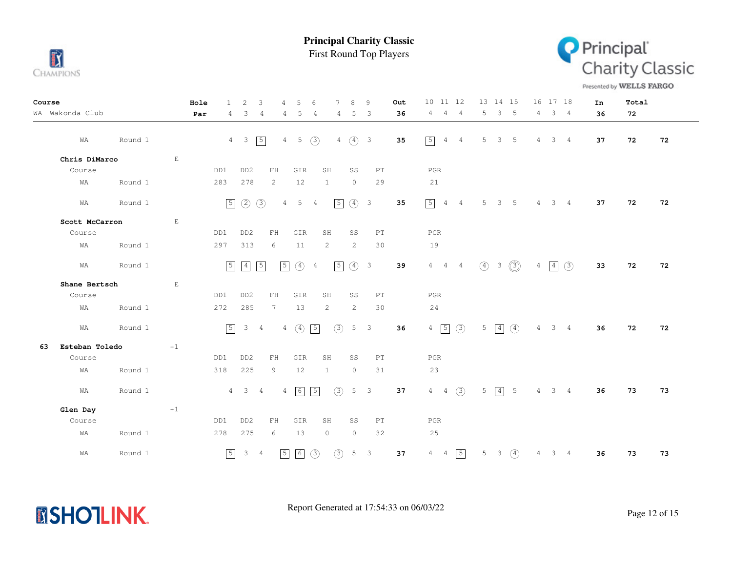# Principal Charity Classic

First Round Top Players

| Course | | Hole | 1 | 2 | 3 | 4 | 5 | 6 | 7 | 8 | 9 | Out | 10 | 11 | 12 | 13 | 14 | 15 | 16 | 17 | 18 | In | Total | |
|---|---|---|---|---|---|---|---|---|---|---|---|---|---|---|---|---|---|---|---|---|---|---|---|---|
| WA Wakonda Club | | Par | 4 | 3 | 4 | 4 | 5 | 4 | 4 | 5 | 3 | 36 | 4 | 4 | 4 | 5 | 3 | 5 | 4 | 3 | 4 | 36 | 72 | |
| WA | Round 1 | | 4 | 3 | 5 | 4 | 5 | 3 | 4 | 4 | 3 | 35 | 5 | 4 | 4 | 5 | 3 | 5 | 4 | 3 | 4 | 37 | 72 | 72 |

**Chris DiMarco** E

| Course | | DD1 | DD2 | FH | GIR | SH | SS | PT | PGR |
|---|---|---|---|---|---|---|---|---|---|
| WA | Round 1 | 283 | 278 | 2 | 12 | 1 | 0 | 29 | 21 |

| | | 1 | 2 | 3 | 4 | 5 | 6 | 7 | 8 | 9 | Out | 10 | 11 | 12 | 13 | 14 | 15 | 16 | 17 | 18 | In | Total | |
|---|---|---|---|---|---|---|---|---|---|---|---|---|---|---|---|---|---|---|---|---|---|---|---|
| WA | Round 1 | 5 | 2 | 3 | 4 | 5 | 4 | 5 | 4 | 3 | 35 | 5 | 4 | 4 | 5 | 3 | 5 | 4 | 3 | 4 | 37 | 72 | 72 |

**Scott McCarron** E

| Course | | DD1 | DD2 | FH | GIR | SH | SS | PT | PGR |
|---|---|---|---|---|---|---|---|---|---|
| WA | Round 1 | 297 | 313 | 6 | 11 | 2 | 2 | 30 | 19 |

| | | 1 | 2 | 3 | 4 | 5 | 6 | 7 | 8 | 9 | Out | 10 | 11 | 12 | 13 | 14 | 15 | 16 | 17 | 18 | In | Total | |
|---|---|---|---|---|---|---|---|---|---|---|---|---|---|---|---|---|---|---|---|---|---|---|---|
| WA | Round 1 | 5 | 4 | 5 | 5 | 4 | 4 | 5 | 4 | 3 | 39 | 4 | 4 | 4 | 4 | 3 | 3 | 4 | 4 | 3 | 33 | 72 | 72 |

**Shane Bertsch** E

| Course | | DD1 | DD2 | FH | GIR | SH | SS | PT | PGR |
|---|---|---|---|---|---|---|---|---|---|
| WA | Round 1 | 272 | 285 | 7 | 13 | 2 | 2 | 30 | 24 |

| | | 1 | 2 | 3 | 4 | 5 | 6 | 7 | 8 | 9 | Out | 10 | 11 | 12 | 13 | 14 | 15 | 16 | 17 | 18 | In | Total | |
|---|---|---|---|---|---|---|---|---|---|---|---|---|---|---|---|---|---|---|---|---|---|---|---|
| WA | Round 1 | 5 | 3 | 4 | 4 | 4 | 5 | 3 | 5 | 3 | 36 | 4 | 5 | 3 | 5 | 4 | 4 | 4 | 3 | 4 | 36 | 72 | 72 |

**63 Esteban Toledo** +1

| Course | | DD1 | DD2 | FH | GIR | SH | SS | PT | PGR |
|---|---|---|---|---|---|---|---|---|---|
| WA | Round 1 | 318 | 225 | 9 | 12 | 1 | 0 | 31 | 23 |

| | | 1 | 2 | 3 | 4 | 5 | 6 | 7 | 8 | 9 | Out | 10 | 11 | 12 | 13 | 14 | 15 | 16 | 17 | 18 | In | Total | |
|---|---|---|---|---|---|---|---|---|---|---|---|---|---|---|---|---|---|---|---|---|---|---|---|
| WA | Round 1 | 4 | 3 | 4 | 4 | 6 | 5 | 3 | 5 | 3 | 37 | 4 | 4 | 3 | 5 | 4 | 5 | 4 | 3 | 4 | 36 | 73 | 73 |

**Glen Day** +1

| Course | | DD1 | DD2 | FH | GIR | SH | SS | PT | PGR |
|---|---|---|---|---|---|---|---|---|---|
| WA | Round 1 | 278 | 275 | 6 | 13 | 0 | 0 | 32 | 25 |

| | | 1 | 2 | 3 | 4 | 5 | 6 | 7 | 8 | 9 | Out | 10 | 11 | 12 | 13 | 14 | 15 | 16 | 17 | 18 | In | Total | |
|---|---|---|---|---|---|---|---|---|---|---|---|---|---|---|---|---|---|---|---|---|---|---|---|
| WA | Round 1 | 5 | 3 | 4 | 5 | 6 | 3 | 3 | 5 | 3 | 37 | 4 | 4 | 5 | 5 | 3 | 4 | 4 | 3 | 4 | 36 | 73 | 73 |

Report Generated at 17:54:33 on 06/03/22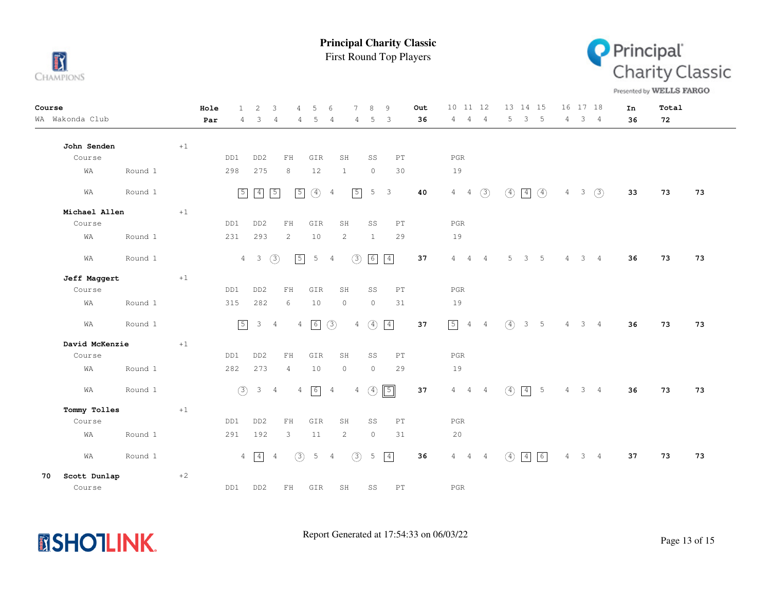# Principal Charity Classic

First Round Top Players

| Course | | Hole | 1 | 2 | 3 | 4 | 5 | 6 | 7 | 8 | 9 | Out | 10 | 11 | 12 | 13 | 14 | 15 | 16 | 17 | 18 | In | Total | |
|---|---|---|---|---|---|---|---|---|---|---|---|---|---|---|---|---|---|---|---|---|---|---|---|---|
| WA Wakonda Club | | Par | 4 | 3 | 4 | 4 | 5 | 4 | 4 | 5 | 3 | 36 | 4 | 4 | 4 | 5 | 3 | 5 | 4 | 3 | 4 | 36 | 72 | |

**John Senden** +1

| Course | | DD1 | DD2 | FH | GIR | SH | SS | PT | PGR |
|---|---|---|---|---|---|---|---|---|---|
| WA | Round 1 | 298 | 275 | 8 | 12 | 1 | 0 | 30 | 19 |

| | | 1 | 2 | 3 | 4 | 5 | 6 | 7 | 8 | 9 | Out | 10 | 11 | 12 | 13 | 14 | 15 | 16 | 17 | 18 | In | Total | |
|---|---|---|---|---|---|---|---|---|---|---|---|---|---|---|---|---|---|---|---|---|---|---|---|
| WA | Round 1 | 5 | 4 | 5 | 5 | 4 | 4 | 5 | 5 | 3 | 40 | 4 | 4 | 3 | 4 | 4 | 4 | 4 | 3 | 3 | 33 | 73 | 73 |

**Michael Allen** +1

| Course | | DD1 | DD2 | FH | GIR | SH | SS | PT | PGR |
|---|---|---|---|---|---|---|---|---|---|
| WA | Round 1 | 231 | 293 | 2 | 10 | 2 | 1 | 29 | 19 |

| | | 1 | 2 | 3 | 4 | 5 | 6 | 7 | 8 | 9 | Out | 10 | 11 | 12 | 13 | 14 | 15 | 16 | 17 | 18 | In | Total | |
|---|---|---|---|---|---|---|---|---|---|---|---|---|---|---|---|---|---|---|---|---|---|---|---|
| WA | Round 1 | 4 | 3 | 3 | 5 | 5 | 4 | 3 | 6 | 4 | 37 | 4 | 4 | 4 | 5 | 3 | 5 | 4 | 3 | 4 | 36 | 73 | 73 |

**Jeff Maggert** +1

| Course | | DD1 | DD2 | FH | GIR | SH | SS | PT | PGR |
|---|---|---|---|---|---|---|---|---|---|
| WA | Round 1 | 315 | 282 | 6 | 10 | 0 | 0 | 31 | 19 |

| | | 1 | 2 | 3 | 4 | 5 | 6 | 7 | 8 | 9 | Out | 10 | 11 | 12 | 13 | 14 | 15 | 16 | 17 | 18 | In | Total | |
|---|---|---|---|---|---|---|---|---|---|---|---|---|---|---|---|---|---|---|---|---|---|---|---|
| WA | Round 1 | 5 | 3 | 4 | 4 | 6 | 3 | 4 | 4 | 4 | 37 | 5 | 4 | 4 | 4 | 3 | 5 | 4 | 3 | 4 | 36 | 73 | 73 |

**David McKenzie** +1

| Course | | DD1 | DD2 | FH | GIR | SH | SS | PT | PGR |
|---|---|---|---|---|---|---|---|---|---|
| WA | Round 1 | 282 | 273 | 4 | 10 | 0 | 0 | 29 | 19 |

| | | 1 | 2 | 3 | 4 | 5 | 6 | 7 | 8 | 9 | Out | 10 | 11 | 12 | 13 | 14 | 15 | 16 | 17 | 18 | In | Total | |
|---|---|---|---|---|---|---|---|---|---|---|---|---|---|---|---|---|---|---|---|---|---|---|---|
| WA | Round 1 | 3 | 3 | 4 | 4 | 6 | 4 | 4 | 4 | 5 | 37 | 4 | 4 | 4 | 4 | 4 | 5 | 4 | 3 | 4 | 36 | 73 | 73 |

**Tommy Tolles** +1

| Course | | DD1 | DD2 | FH | GIR | SH | SS | PT | PGR |
|---|---|---|---|---|---|---|---|---|---|
| WA | Round 1 | 291 | 192 | 3 | 11 | 2 | 0 | 31 | 20 |

| | | 1 | 2 | 3 | 4 | 5 | 6 | 7 | 8 | 9 | Out | 10 | 11 | 12 | 13 | 14 | 15 | 16 | 17 | 18 | In | Total | |
|---|---|---|---|---|---|---|---|---|---|---|---|---|---|---|---|---|---|---|---|---|---|---|---|
| WA | Round 1 | 4 | 4 | 4 | 3 | 5 | 4 | 3 | 5 | 4 | 36 | 4 | 4 | 4 | 4 | 4 | 6 | 4 | 3 | 4 | 37 | 73 | 73 |

**70 Scott Dunlap** +2

| Course | DD1 | DD2 | FH | GIR | SH | SS | PT | PGR |
|---|---|---|---|---|---|---|---|---|

Report Generated at 17:54:33 on 06/03/22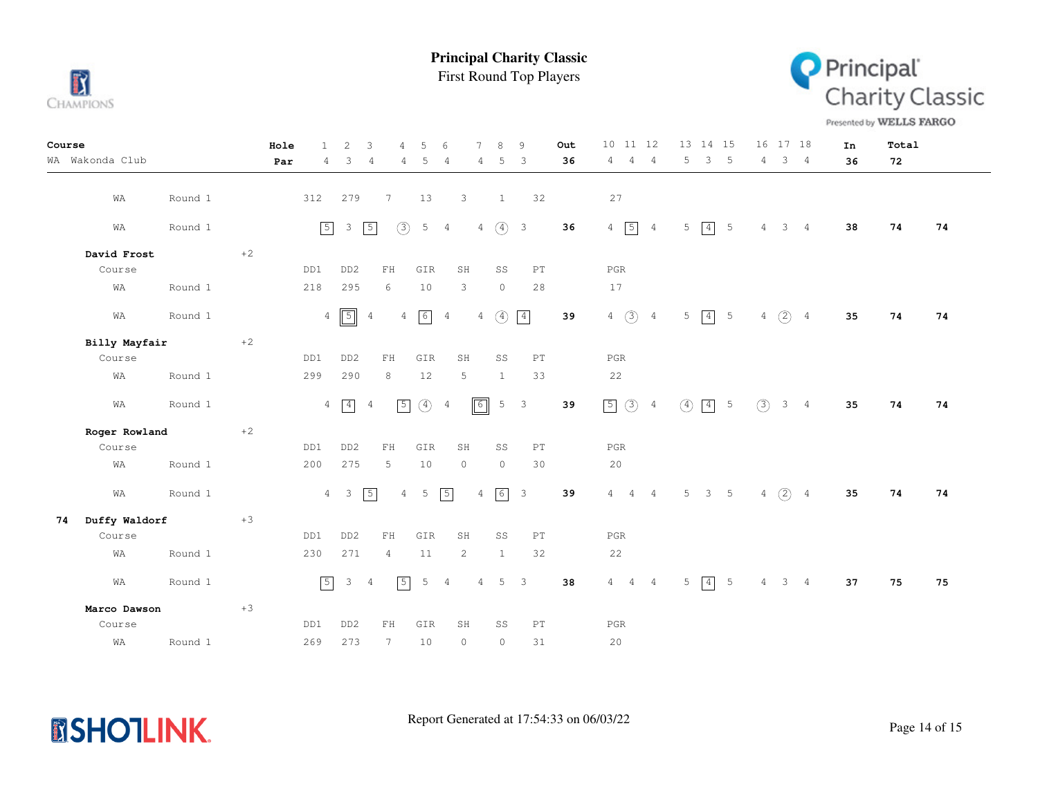# Principal Charity Classic

First Round Top Players

| Course | | | Hole | 1 | 2 | 3 | 4 | 5 | 6 | 7 | 8 | 9 | Out | 10 | 11 | 12 | 13 | 14 | 15 | 16 | 17 | 18 | In | Total | |
|---|---|---|---|---|---|---|---|---|---|---|---|---|---|---|---|---|---|---|---|---|---|---|---|---|---|
| WA Wakonda Club | | | Par | 4 | 3 | 4 | 4 | 5 | 4 | 4 | 5 | 3 | 36 | 4 | 4 | 4 | 5 | 3 | 5 | 4 | 3 | 4 | 36 | 72 | |
| | WA | Round 1 | | 312 | 279 | 7 | 13 | 3 | 1 | 32 | | | | 27 | | | | | | | | | | | |
| | WA | Round 1 | | 5 | 3 | 5 | 3 | 5 | 4 | 4 | 4 | 3 | 36 | 4 | 5 | 4 | 5 | 4 | 5 | 4 | 3 | 4 | 38 | 74 | 74 |
| **David Frost** | | | +2 | | | | | | | | | | | | | | | | | | | | | | |
| | Course | | | DD1 | DD2 | FH | GIR | SH | SS | PT | | | | PGR | | | | | | | | | | | |
| | WA | Round 1 | | 218 | 295 | 6 | 10 | 3 | 0 | 28 | | | | 17 | | | | | | | | | | | |
| | WA | Round 1 | | 4 | 5 | 4 | 4 | 6 | 4 | 4 | 4 | 4 | 39 | 4 | 3 | 4 | 5 | 4 | 5 | 4 | 2 | 4 | 35 | 74 | 74 |
| **Billy Mayfair** | | | +2 | | | | | | | | | | | | | | | | | | | | | | |
| | Course | | | DD1 | DD2 | FH | GIR | SH | SS | PT | | | | PGR | | | | | | | | | | | |
| | WA | Round 1 | | 299 | 290 | 8 | 12 | 5 | 1 | 33 | | | | 22 | | | | | | | | | | | |
| | WA | Round 1 | | 4 | 4 | 4 | 5 | 4 | 4 | 6 | 5 | 3 | 39 | 5 | 3 | 4 | 4 | 4 | 5 | 3 | 3 | 4 | 35 | 74 | 74 |
| **Roger Rowland** | | | +2 | | | | | | | | | | | | | | | | | | | | | | |
| | Course | | | DD1 | DD2 | FH | GIR | SH | SS | PT | | | | PGR | | | | | | | | | | | |
| | WA | Round 1 | | 200 | 275 | 5 | 10 | 0 | 0 | 30 | | | | 20 | | | | | | | | | | | |
| | WA | Round 1 | | 4 | 3 | 5 | 4 | 5 | 5 | 4 | 6 | 3 | 39 | 4 | 4 | 4 | 5 | 3 | 5 | 4 | 2 | 4 | 35 | 74 | 74 |
| 74 **Duffy Waldorf** | | | +3 | | | | | | | | | | | | | | | | | | | | | | |
| | Course | | | DD1 | DD2 | FH | GIR | SH | SS | PT | | | | PGR | | | | | | | | | | | |
| | WA | Round 1 | | 230 | 271 | 4 | 11 | 2 | 1 | 32 | | | | 22 | | | | | | | | | | | |
| | WA | Round 1 | | 5 | 3 | 4 | 5 | 5 | 4 | 4 | 5 | 3 | 38 | 4 | 4 | 4 | 5 | 4 | 5 | 4 | 3 | 4 | 37 | 75 | 75 |
| **Marco Dawson** | | | +3 | | | | | | | | | | | | | | | | | | | | | | |
| | Course | | | DD1 | DD2 | FH | GIR | SH | SS | PT | | | | PGR | | | | | | | | | | | |
| | WA | Round 1 | | 269 | 273 | 7 | 10 | 0 | 0 | 31 | | | | 20 | | | | | | | | | | | |

Report Generated at 17:54:33 on 06/03/22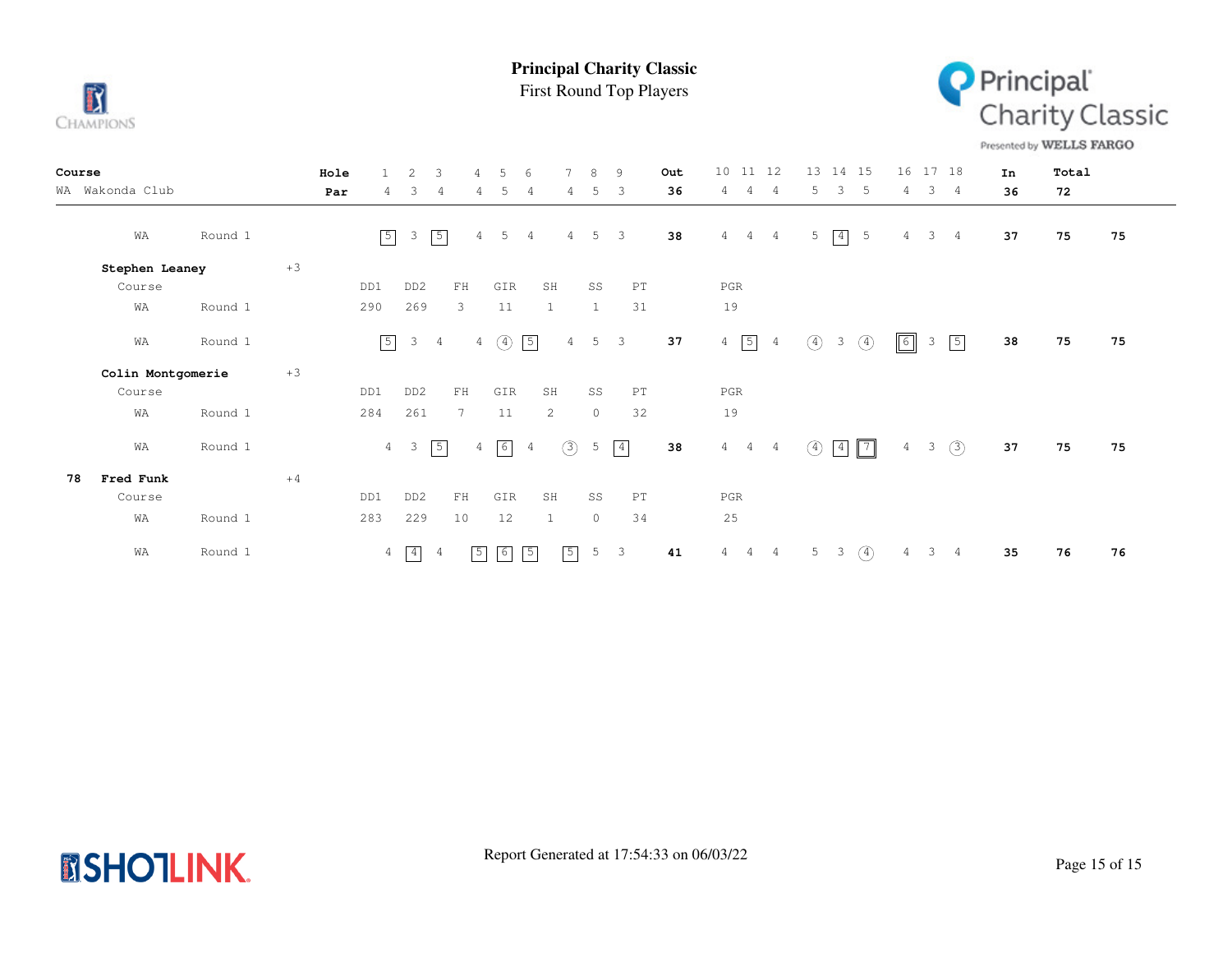# Principal Charity Classic

First Round Top Players

| Course | | Hole | 1 | 2 | 3 | 4 | 5 | 6 | 7 | 8 | 9 | Out | 10 | 11 | 12 | 13 | 14 | 15 | 16 | 17 | 18 | In | Total | |
|---|---|---|---|---|---|---|---|---|---|---|---|---|---|---|---|---|---|---|---|---|---|---|---|---|
| WA Wakonda Club | | Par | 4 | 3 | 4 | 4 | 5 | 4 | 4 | 5 | 3 | 36 | 4 | 4 | 4 | 5 | 3 | 5 | 4 | 3 | 4 | 36 | 72 | |
| WA | Round 1 | | 5 | 3 | 5 | 4 | 5 | 4 | 4 | 5 | 3 | 38 | 4 | 4 | 4 | 5 | 4 | 5 | 4 | 3 | 4 | 37 | 75 | 75 |

**Stephen Leaney** +3

| | | DD1 | DD2 | FH | GIR | SH | SS | PT | PGR |
|---|---|---|---|---|---|---|---|---|---|
| Course | | | | | | | | | |
| WA | Round 1 | 290 | 269 | 3 | 11 | 1 | 1 | 31 | 19 |

| | | 1 | 2 | 3 | 4 | 5 | 6 | 7 | 8 | 9 | Out | 10 | 11 | 12 | 13 | 14 | 15 | 16 | 17 | 18 | In | Total | |
|---|---|---|---|---|---|---|---|---|---|---|---|---|---|---|---|---|---|---|---|---|---|---|---|
| WA | Round 1 | 5 | 3 | 4 | 4 | 4 | 5 | 4 | 5 | 3 | 37 | 4 | 5 | 4 | 4 | 3 | 4 | 6 | 3 | 5 | 38 | 75 | 75 |

**Colin Montgomerie** +3

| | | DD1 | DD2 | FH | GIR | SH | SS | PT | PGR |
|---|---|---|---|---|---|---|---|---|---|
| Course | | | | | | | | | |
| WA | Round 1 | 284 | 261 | 7 | 11 | 2 | 0 | 32 | 19 |

| | | 1 | 2 | 3 | 4 | 5 | 6 | 7 | 8 | 9 | Out | 10 | 11 | 12 | 13 | 14 | 15 | 16 | 17 | 18 | In | Total | |
|---|---|---|---|---|---|---|---|---|---|---|---|---|---|---|---|---|---|---|---|---|---|---|---|
| WA | Round 1 | 4 | 3 | 5 | 4 | 6 | 4 | 3 | 5 | 4 | 38 | 4 | 4 | 4 | 4 | 4 | 7 | 4 | 3 | 3 | 37 | 75 | 75 |

**78 Fred Funk** +4

| | | DD1 | DD2 | FH | GIR | SH | SS | PT | PGR |
|---|---|---|---|---|---|---|---|---|---|
| Course | | | | | | | | | |
| WA | Round 1 | 283 | 229 | 10 | 12 | 1 | 0 | 34 | 25 |

| | | 1 | 2 | 3 | 4 | 5 | 6 | 7 | 8 | 9 | Out | 10 | 11 | 12 | 13 | 14 | 15 | 16 | 17 | 18 | In | Total | |
|---|---|---|---|---|---|---|---|---|---|---|---|---|---|---|---|---|---|---|---|---|---|---|---|
| WA | Round 1 | 4 | 4 | 4 | 5 | 6 | 5 | 5 | 5 | 3 | 41 | 4 | 4 | 4 | 5 | 3 | 4 | 4 | 3 | 4 | 35 | 76 | 76 |

Report Generated at 17:54:33 on 06/03/22